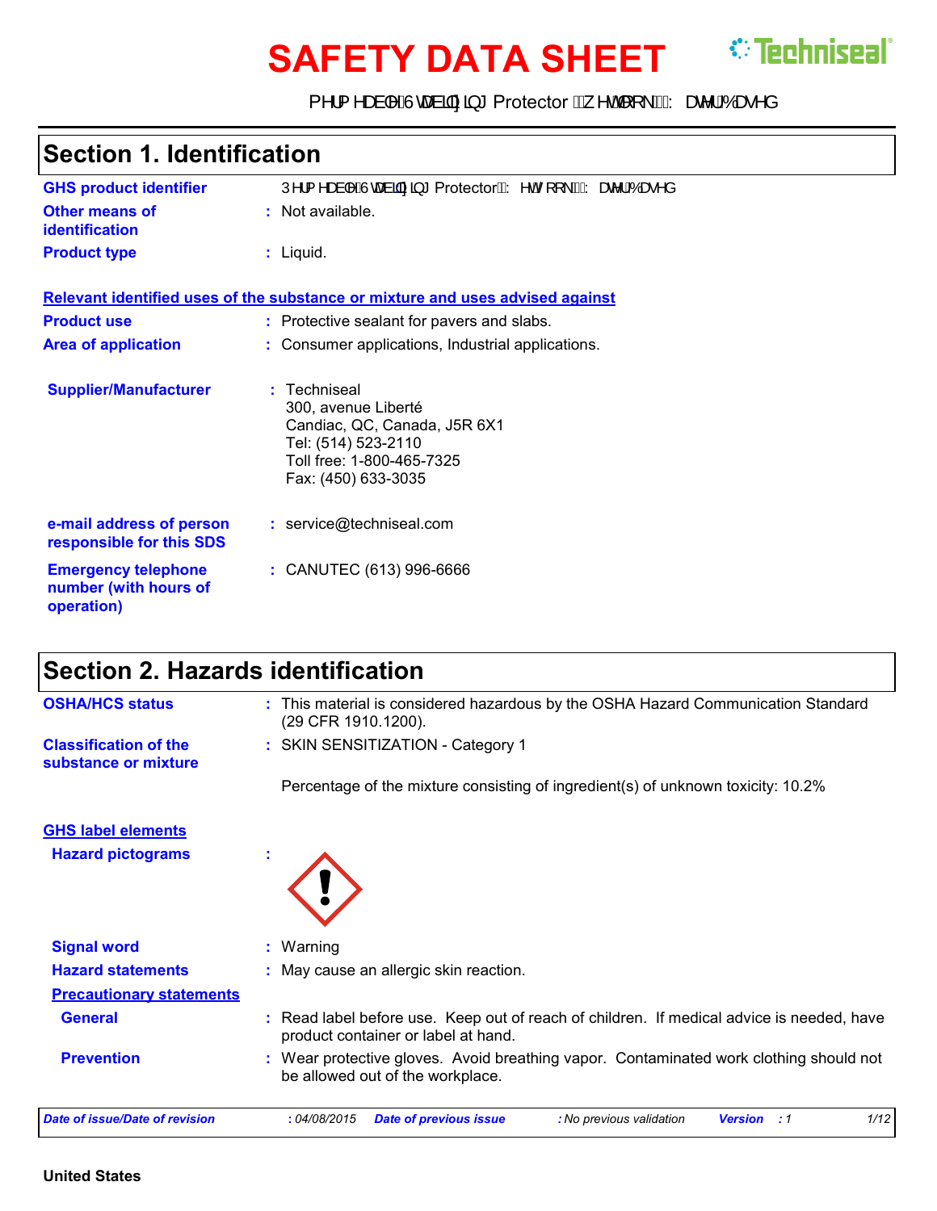# SAFETY DATA SHEET

Techniseal

Permeable Stabilizing Protector - Wet Look - Water Based

## Section 1. Identification

| | | |
|---|---|---|
| **GHS product identifier** | : | Permeable Stabilizing Protector - Wet Look - Water Based |
| **Other means of identification** | : | Not available. |
| **Product type** | : | Liquid. |

**Relevant identified uses of the substance or mixture and uses advised against**

| | | |
|---|---|---|
| **Product use** | : | Protective sealant for pavers and slabs. |
| **Area of application** | : | Consumer applications, Industrial applications. |
| **Supplier/Manufacturer** | : | Techniseal<br>300, avenue Liberté<br>Candiac, QC, Canada, J5R 6X1<br>Tel: (514) 523-2110<br>Toll free: 1-800-465-7325<br>Fax: (450) 633-3035 |
| **e-mail address of person responsible for this SDS** | : | service@techniseal.com |
| **Emergency telephone number (with hours of operation)** | : | CANUTEC (613) 996-6666 |

## Section 2. Hazards identification

| | | |
|---|---|---|
| **OSHA/HCS status** | : | This material is considered hazardous by the OSHA Hazard Communication Standard (29 CFR 1910.1200). |
| **Classification of the substance or mixture** | : | SKIN SENSITIZATION - Category 1 |

Percentage of the mixture consisting of ingredient(s) of unknown toxicity: 10.2%

**GHS label elements**

| | | |
|---|---|---|
| **Hazard pictograms** | : | |
| **Signal word** | : | Warning |
| **Hazard statements** | : | May cause an allergic skin reaction. |

**Precautionary statements**

| | | |
|---|---|---|
| **General** | : | Read label before use. Keep out of reach of children. If medical advice is needed, have product container or label at hand. |
| **Prevention** | : | Wear protective gloves. Avoid breathing vapor. Contaminated work clothing should not be allowed out of the workplace. |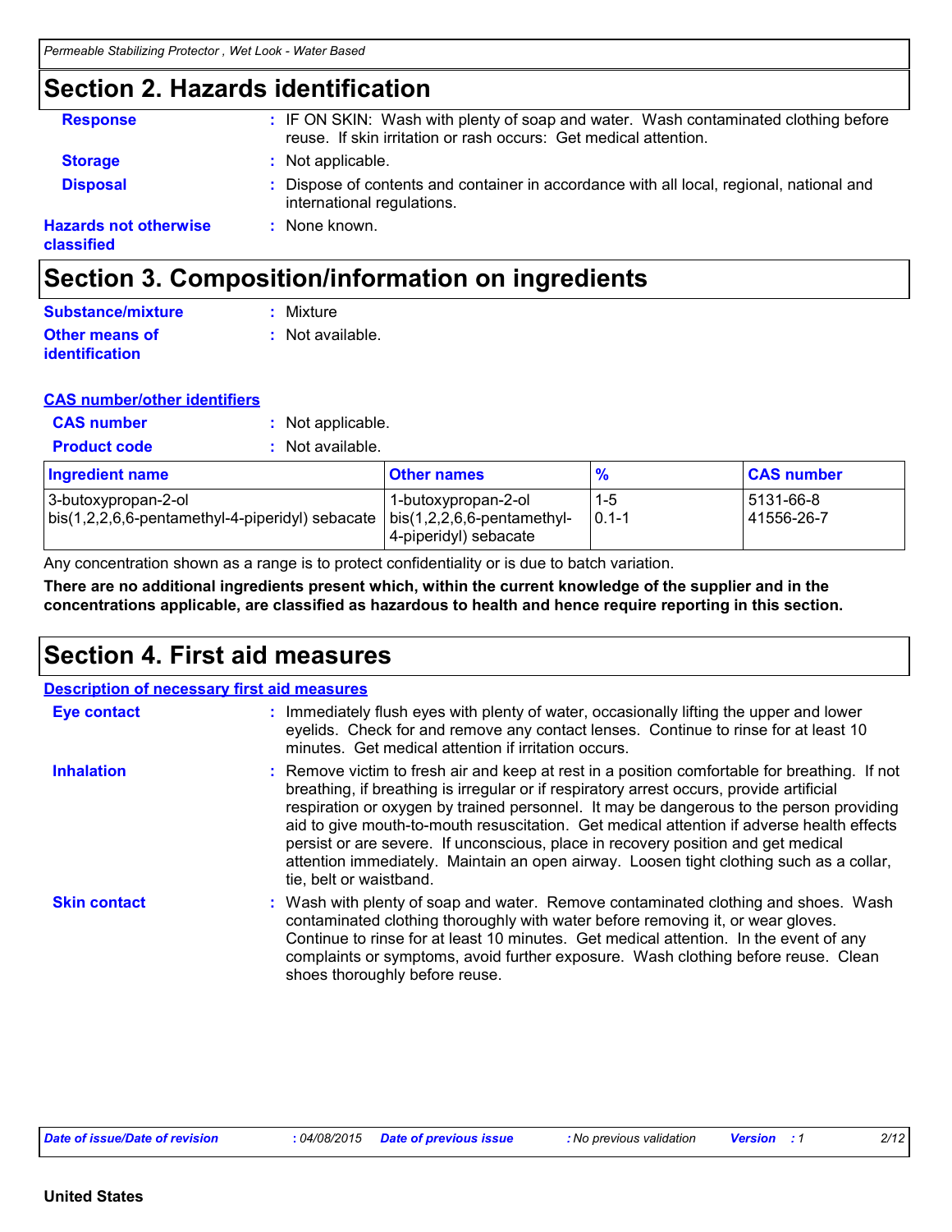## Section 2. Hazards identification

**Response** : IF ON SKIN: Wash with plenty of soap and water. Wash contaminated clothing before reuse. If skin irritation or rash occurs: Get medical attention.

**Storage** : Not applicable.

**Disposal** : Dispose of contents and container in accordance with all local, regional, national and international regulations.

**Hazards not otherwise classified** : None known.

## Section 3. Composition/information on ingredients

**Substance/mixture** : Mixture

**Other means of identification** : Not available.

**CAS number/other identifiers**

**CAS number** : Not applicable.

**Product code** : Not available.

| Ingredient name | Other names | % | CAS number |
|---|---|---|---|
| 3-butoxypropan-2-ol | 1-butoxypropan-2-ol | 1-5 | 5131-66-8 |
| bis(1,2,2,6,6-pentamethyl-4-piperidyl) sebacate | bis(1,2,2,6,6-pentamethyl-4-piperidyl) sebacate | 0.1-1 | 41556-26-7 |

Any concentration shown as a range is to protect confidentiality or is due to batch variation.

**There are no additional ingredients present which, within the current knowledge of the supplier and in the concentrations applicable, are classified as hazardous to health and hence require reporting in this section.**

## Section 4. First aid measures

**Description of necessary first aid measures**

**Eye contact** : Immediately flush eyes with plenty of water, occasionally lifting the upper and lower eyelids. Check for and remove any contact lenses. Continue to rinse for at least 10 minutes. Get medical attention if irritation occurs.

**Inhalation** : Remove victim to fresh air and keep at rest in a position comfortable for breathing. If not breathing, if breathing is irregular or if respiratory arrest occurs, provide artificial respiration or oxygen by trained personnel. It may be dangerous to the person providing aid to give mouth-to-mouth resuscitation. Get medical attention if adverse health effects persist or are severe. If unconscious, place in recovery position and get medical attention immediately. Maintain an open airway. Loosen tight clothing such as a collar, tie, belt or waistband.

**Skin contact** : Wash with plenty of soap and water. Remove contaminated clothing and shoes. Wash contaminated clothing thoroughly with water before removing it, or wear gloves. Continue to rinse for at least 10 minutes. Get medical attention. In the event of any complaints or symptoms, avoid further exposure. Wash clothing before reuse. Clean shoes thoroughly before reuse.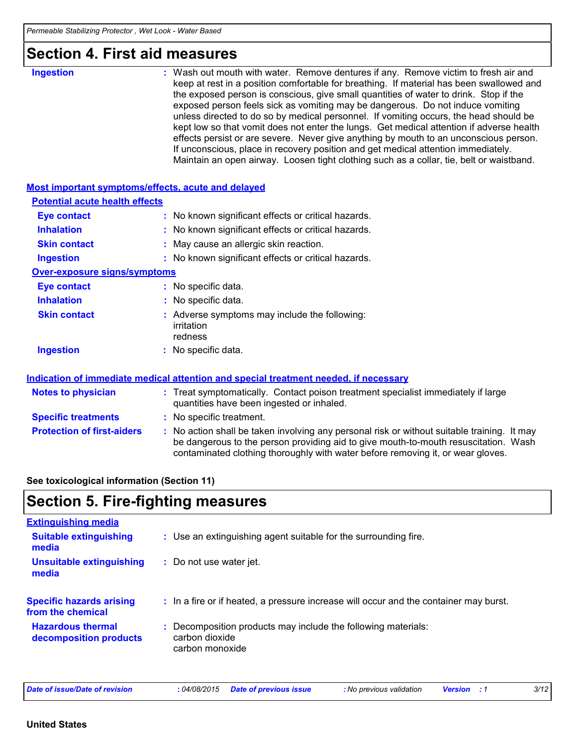# Section 4. First aid measures

| | | |
|---|---|---|
| **Ingestion** | : | Wash out mouth with water. Remove dentures if any. Remove victim to fresh air and keep at rest in a position comfortable for breathing. If material has been swallowed and the exposed person is conscious, give small quantities of water to drink. Stop if the exposed person feels sick as vomiting may be dangerous. Do not induce vomiting unless directed to do so by medical personnel. If vomiting occurs, the head should be kept low so that vomit does not enter the lungs. Get medical attention if adverse health effects persist or are severe. Never give anything by mouth to an unconscious person. If unconscious, place in recovery position and get medical attention immediately. Maintain an open airway. Loosen tight clothing such as a collar, tie, belt or waistband. |

## Most important symptoms/effects, acute and delayed

### Potential acute health effects

| | | |
|---|---|---|
| **Eye contact** | : | No known significant effects or critical hazards. |
| **Inhalation** | : | No known significant effects or critical hazards. |
| **Skin contact** | : | May cause an allergic skin reaction. |
| **Ingestion** | : | No known significant effects or critical hazards. |

### Over-exposure signs/symptoms

| | | |
|---|---|---|
| **Eye contact** | : | No specific data. |
| **Inhalation** | : | No specific data. |
| **Skin contact** | : | Adverse symptoms may include the following:<br>irritation<br>redness |
| **Ingestion** | : | No specific data. |

## Indication of immediate medical attention and special treatment needed, if necessary

| | | |
|---|---|---|
| **Notes to physician** | : | Treat symptomatically. Contact poison treatment specialist immediately if large quantities have been ingested or inhaled. |
| **Specific treatments** | : | No specific treatment. |
| **Protection of first-aiders** | : | No action shall be taken involving any personal risk or without suitable training. It may be dangerous to the person providing aid to give mouth-to-mouth resuscitation. Wash contaminated clothing thoroughly with water before removing it, or wear gloves. |

**See toxicological information (Section 11)**

# Section 5. Fire-fighting measures

## Extinguishing media

| | | |
|---|---|---|
| **Suitable extinguishing media** | : | Use an extinguishing agent suitable for the surrounding fire. |
| **Unsuitable extinguishing media** | : | Do not use water jet. |
| **Specific hazards arising from the chemical** | : | In a fire or if heated, a pressure increase will occur and the container may burst. |
| **Hazardous thermal decomposition products** | : | Decomposition products may include the following materials:<br>carbon dioxide<br>carbon monoxide |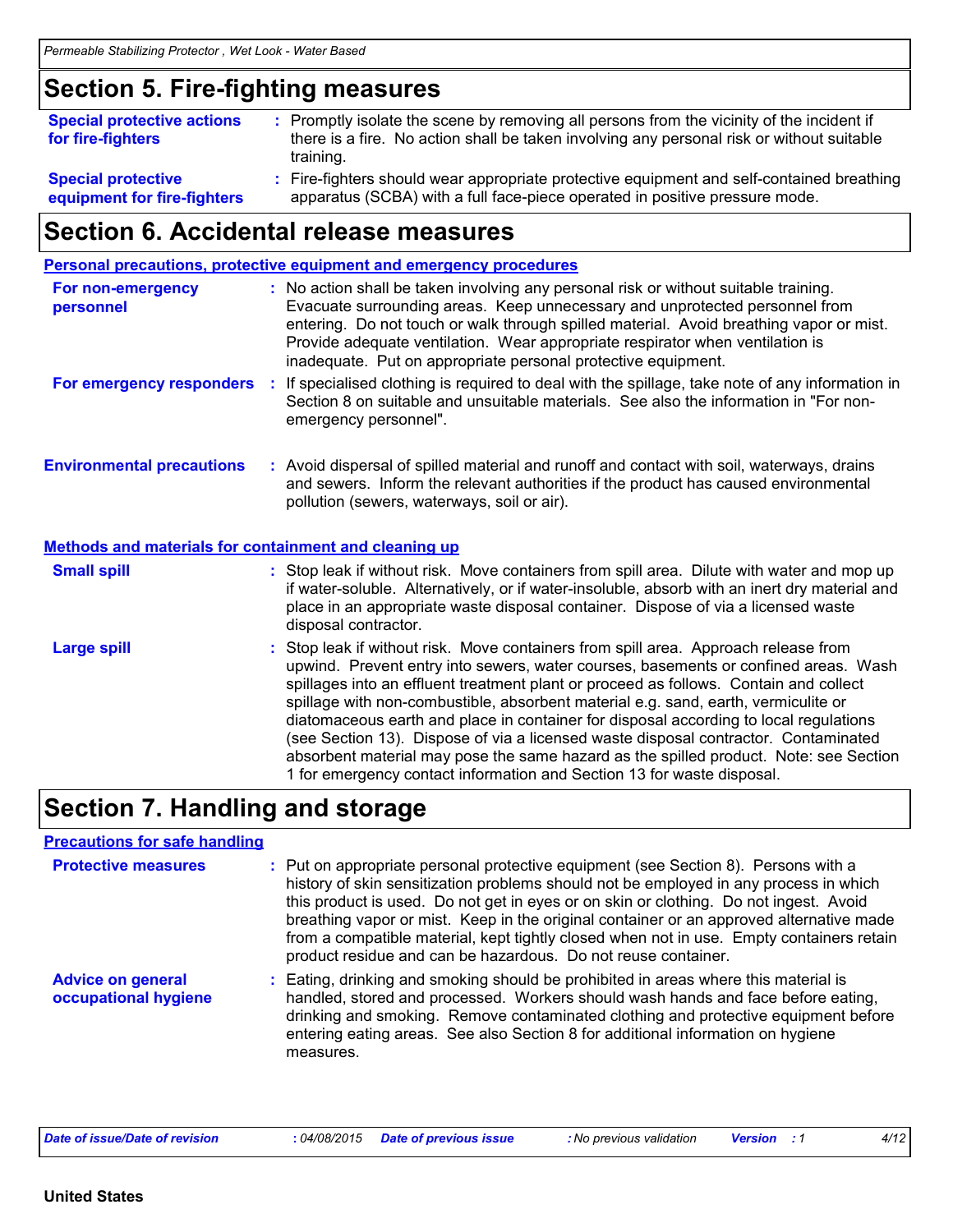# Section 5. Fire-fighting measures

**Special protective actions for fire-fighters** : Promptly isolate the scene by removing all persons from the vicinity of the incident if there is a fire. No action shall be taken involving any personal risk or without suitable training.

**Special protective equipment for fire-fighters** : Fire-fighters should wear appropriate protective equipment and self-contained breathing apparatus (SCBA) with a full face-piece operated in positive pressure mode.

# Section 6. Accidental release measures

## Personal precautions, protective equipment and emergency procedures

**For non-emergency personnel** : No action shall be taken involving any personal risk or without suitable training. Evacuate surrounding areas. Keep unnecessary and unprotected personnel from entering. Do not touch or walk through spilled material. Avoid breathing vapor or mist. Provide adequate ventilation. Wear appropriate respirator when ventilation is inadequate. Put on appropriate personal protective equipment.

**For emergency responders** : If specialised clothing is required to deal with the spillage, take note of any information in Section 8 on suitable and unsuitable materials. See also the information in "For non-emergency personnel".

**Environmental precautions** : Avoid dispersal of spilled material and runoff and contact with soil, waterways, drains and sewers. Inform the relevant authorities if the product has caused environmental pollution (sewers, waterways, soil or air).

## Methods and materials for containment and cleaning up

**Small spill** : Stop leak if without risk. Move containers from spill area. Dilute with water and mop up if water-soluble. Alternatively, or if water-insoluble, absorb with an inert dry material and place in an appropriate waste disposal container. Dispose of via a licensed waste disposal contractor.

**Large spill** : Stop leak if without risk. Move containers from spill area. Approach release from upwind. Prevent entry into sewers, water courses, basements or confined areas. Wash spillages into an effluent treatment plant or proceed as follows. Contain and collect spillage with non-combustible, absorbent material e.g. sand, earth, vermiculite or diatomaceous earth and place in container for disposal according to local regulations (see Section 13). Dispose of via a licensed waste disposal contractor. Contaminated absorbent material may pose the same hazard as the spilled product. Note: see Section 1 for emergency contact information and Section 13 for waste disposal.

# Section 7. Handling and storage

## Precautions for safe handling

**Protective measures** : Put on appropriate personal protective equipment (see Section 8). Persons with a history of skin sensitization problems should not be employed in any process in which this product is used. Do not get in eyes or on skin or clothing. Do not ingest. Avoid breathing vapor or mist. Keep in the original container or an approved alternative made from a compatible material, kept tightly closed when not in use. Empty containers retain product residue and can be hazardous. Do not reuse container.

**Advice on general occupational hygiene** : Eating, drinking and smoking should be prohibited in areas where this material is handled, stored and processed. Workers should wash hands and face before eating, drinking and smoking. Remove contaminated clothing and protective equipment before entering eating areas. See also Section 8 for additional information on hygiene measures.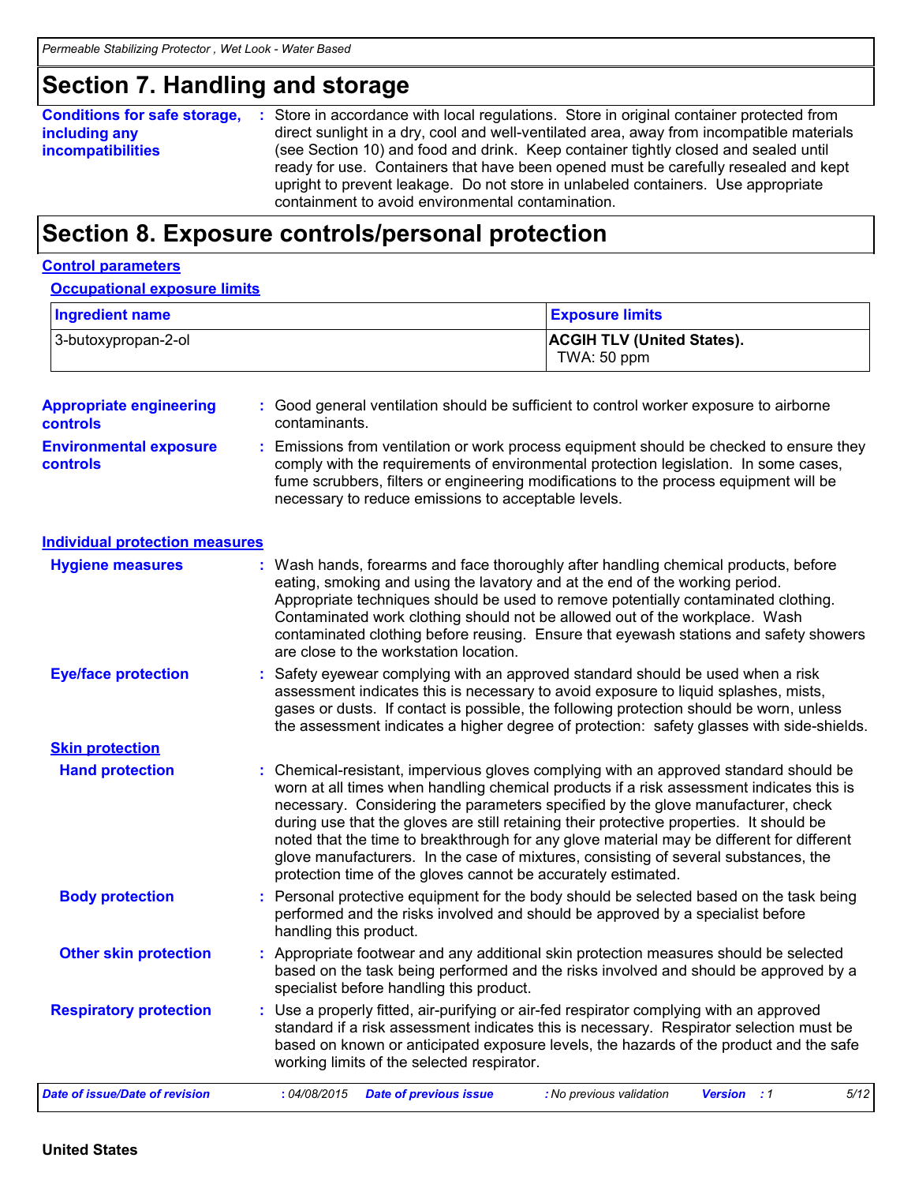## Section 7. Handling and storage

**Conditions for safe storage, including any incompatibilities** : Store in accordance with local regulations. Store in original container protected from direct sunlight in a dry, cool and well-ventilated area, away from incompatible materials (see Section 10) and food and drink. Keep container tightly closed and sealed until ready for use. Containers that have been opened must be carefully resealed and kept upright to prevent leakage. Do not store in unlabeled containers. Use appropriate containment to avoid environmental contamination.

## Section 8. Exposure controls/personal protection

### Control parameters

#### Occupational exposure limits

| Ingredient name | Exposure limits |
|---|---|
| 3-butoxypropan-2-ol | **ACGIH TLV (United States).** TWA: 50 ppm |

**Appropriate engineering controls** : Good general ventilation should be sufficient to control worker exposure to airborne contaminants.

**Environmental exposure controls** : Emissions from ventilation or work process equipment should be checked to ensure they comply with the requirements of environmental protection legislation. In some cases, fume scrubbers, filters or engineering modifications to the process equipment will be necessary to reduce emissions to acceptable levels.

### Individual protection measures

**Hygiene measures** : Wash hands, forearms and face thoroughly after handling chemical products, before eating, smoking and using the lavatory and at the end of the working period. Appropriate techniques should be used to remove potentially contaminated clothing. Contaminated work clothing should not be allowed out of the workplace. Wash contaminated clothing before reusing. Ensure that eyewash stations and safety showers are close to the workstation location.

**Eye/face protection** : Safety eyewear complying with an approved standard should be used when a risk assessment indicates this is necessary to avoid exposure to liquid splashes, mists, gases or dusts. If contact is possible, the following protection should be worn, unless the assessment indicates a higher degree of protection: safety glasses with side-shields.

#### Skin protection

**Hand protection** : Chemical-resistant, impervious gloves complying with an approved standard should be worn at all times when handling chemical products if a risk assessment indicates this is necessary. Considering the parameters specified by the glove manufacturer, check during use that the gloves are still retaining their protective properties. It should be noted that the time to breakthrough for any glove material may be different for different glove manufacturers. In the case of mixtures, consisting of several substances, the protection time of the gloves cannot be accurately estimated.

**Body protection** : Personal protective equipment for the body should be selected based on the task being performed and the risks involved and should be approved by a specialist before handling this product.

**Other skin protection** : Appropriate footwear and any additional skin protection measures should be selected based on the task being performed and the risks involved and should be approved by a specialist before handling this product.

**Respiratory protection** : Use a properly fitted, air-purifying or air-fed respirator complying with an approved standard if a risk assessment indicates this is necessary. Respirator selection must be based on known or anticipated exposure levels, the hazards of the product and the safe working limits of the selected respirator.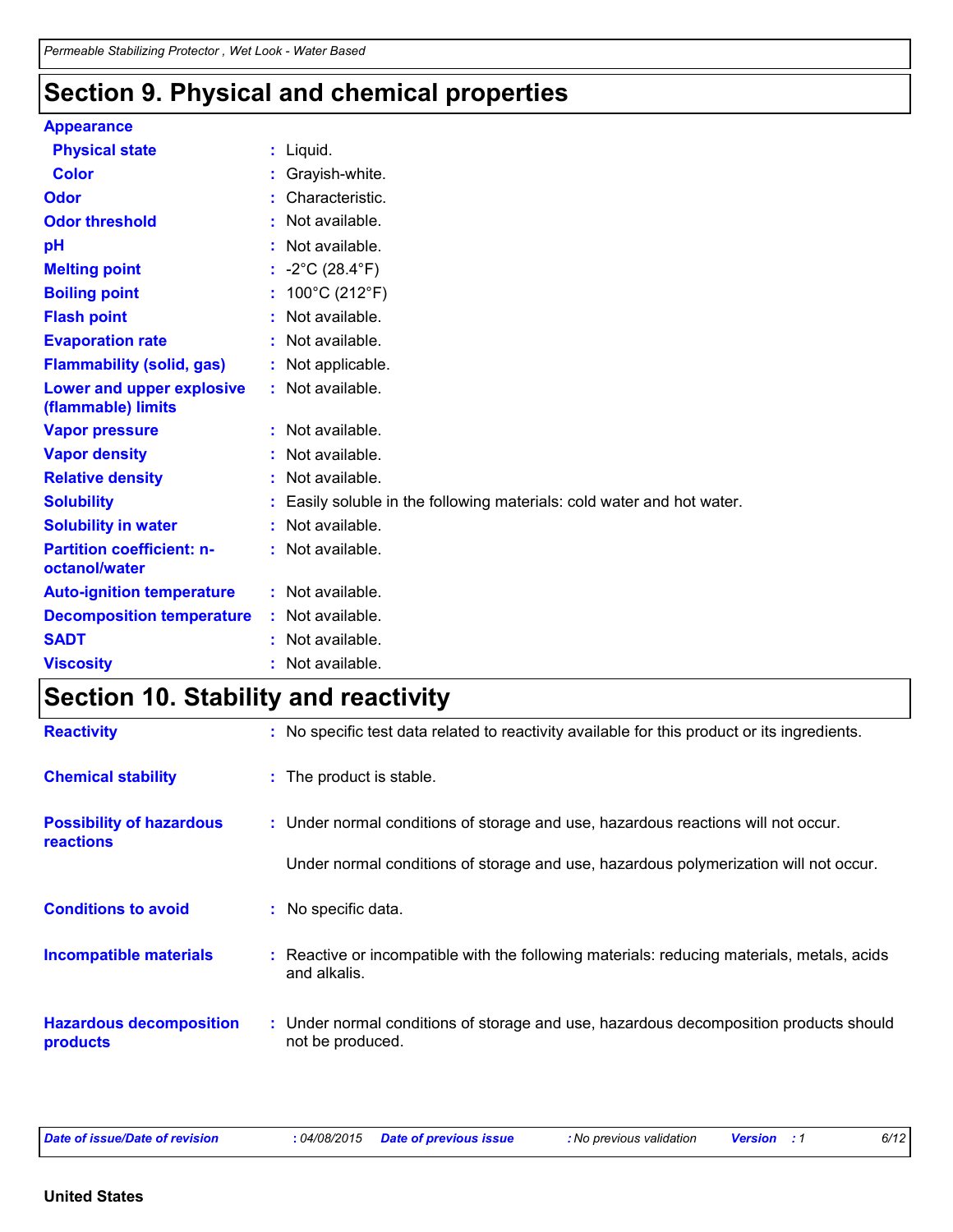# Section 9. Physical and chemical properties

| | | |
|---|---|---|
| **Appearance** | | |
| **Physical state** | : | Liquid. |
| **Color** | : | Grayish-white. |
| **Odor** | : | Characteristic. |
| **Odor threshold** | : | Not available. |
| **pH** | : | Not available. |
| **Melting point** | : | -2°C (28.4°F) |
| **Boiling point** | : | 100°C (212°F) |
| **Flash point** | : | Not available. |
| **Evaporation rate** | : | Not available. |
| **Flammability (solid, gas)** | : | Not applicable. |
| **Lower and upper explosive (flammable) limits** | : | Not available. |
| **Vapor pressure** | : | Not available. |
| **Vapor density** | : | Not available. |
| **Relative density** | : | Not available. |
| **Solubility** | : | Easily soluble in the following materials: cold water and hot water. |
| **Solubility in water** | : | Not available. |
| **Partition coefficient: n-octanol/water** | : | Not available. |
| **Auto-ignition temperature** | : | Not available. |
| **Decomposition temperature** | : | Not available. |
| **SADT** | : | Not available. |
| **Viscosity** | : | Not available. |

# Section 10. Stability and reactivity

| | | |
|---|---|---|
| **Reactivity** | : | No specific test data related to reactivity available for this product or its ingredients. |
| **Chemical stability** | : | The product is stable. |
| **Possibility of hazardous reactions** | : | Under normal conditions of storage and use, hazardous reactions will not occur.<br><br>Under normal conditions of storage and use, hazardous polymerization will not occur. |
| **Conditions to avoid** | : | No specific data. |
| **Incompatible materials** | : | Reactive or incompatible with the following materials: reducing materials, metals, acids and alkalis. |
| **Hazardous decomposition products** | : | Under normal conditions of storage and use, hazardous decomposition products should not be produced. |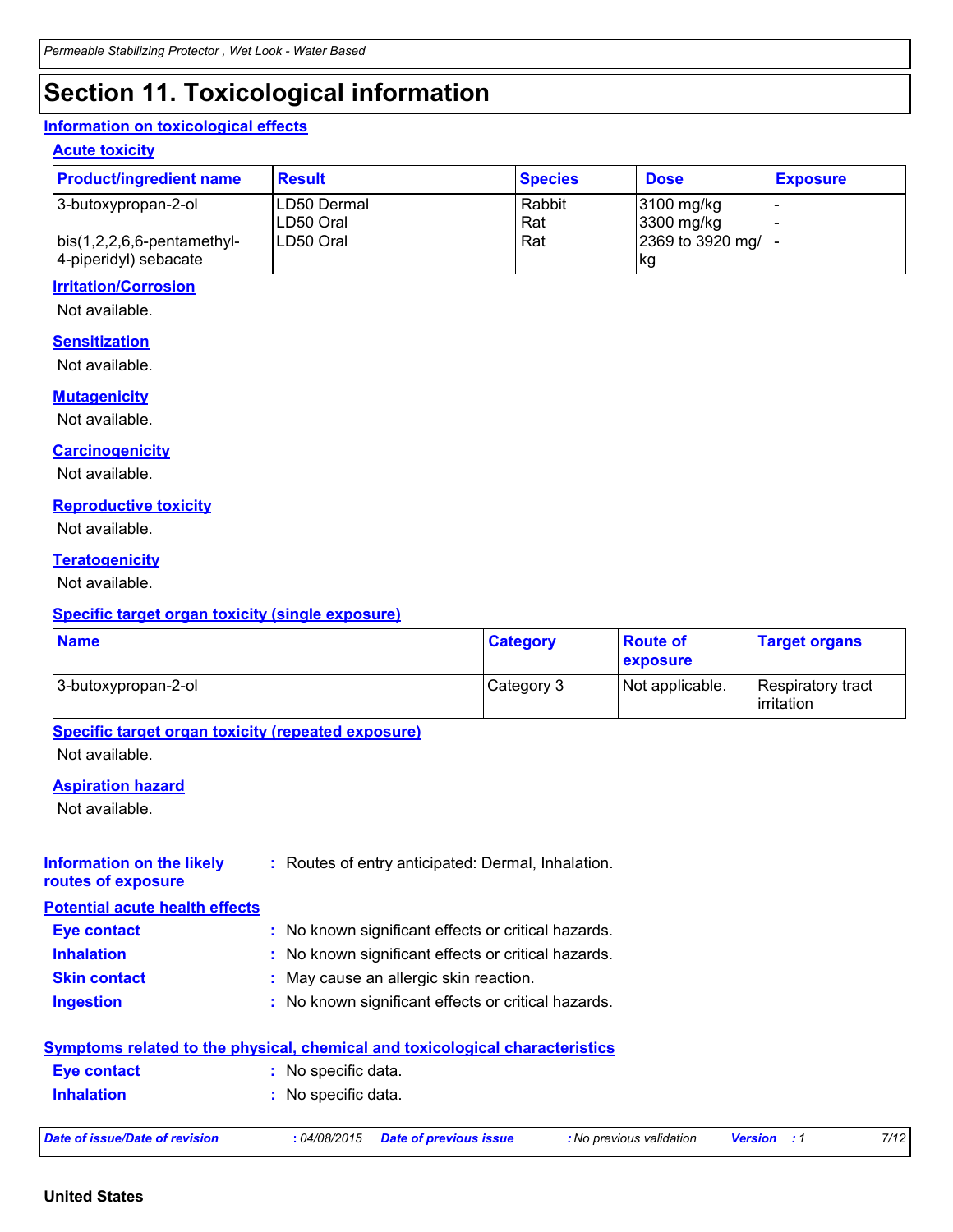# Section 11. Toxicological information

## Information on toxicological effects

### Acute toxicity

| Product/ingredient name | Result | Species | Dose | Exposure |
|---|---|---|---|---|
| 3-butoxypropan-2-ol | LD50 Dermal | Rabbit | 3100 mg/kg | - |
| | LD50 Oral | Rat | 3300 mg/kg | - |
| bis(1,2,2,6,6-pentamethyl-4-piperidyl) sebacate | LD50 Oral | Rat | 2369 to 3920 mg/kg | - |

### Irritation/Corrosion

Not available.

### Sensitization

Not available.

### Mutagenicity

Not available.

### Carcinogenicity

Not available.

### Reproductive toxicity

Not available.

### Teratogenicity

Not available.

### Specific target organ toxicity (single exposure)

| Name | Category | Route of exposure | Target organs |
|---|---|---|---|
| 3-butoxypropan-2-ol | Category 3 | Not applicable. | Respiratory tract irritation |

### Specific target organ toxicity (repeated exposure)

Not available.

### Aspiration hazard

Not available.

**Information on the likely routes of exposure** : Routes of entry anticipated: Dermal, Inhalation.

## Potential acute health effects

**Eye contact** : No known significant effects or critical hazards.

**Inhalation** : No known significant effects or critical hazards.

**Skin contact** : May cause an allergic skin reaction.

**Ingestion** : No known significant effects or critical hazards.

## Symptoms related to the physical, chemical and toxicological characteristics

**Eye contact** : No specific data.

**Inhalation** : No specific data.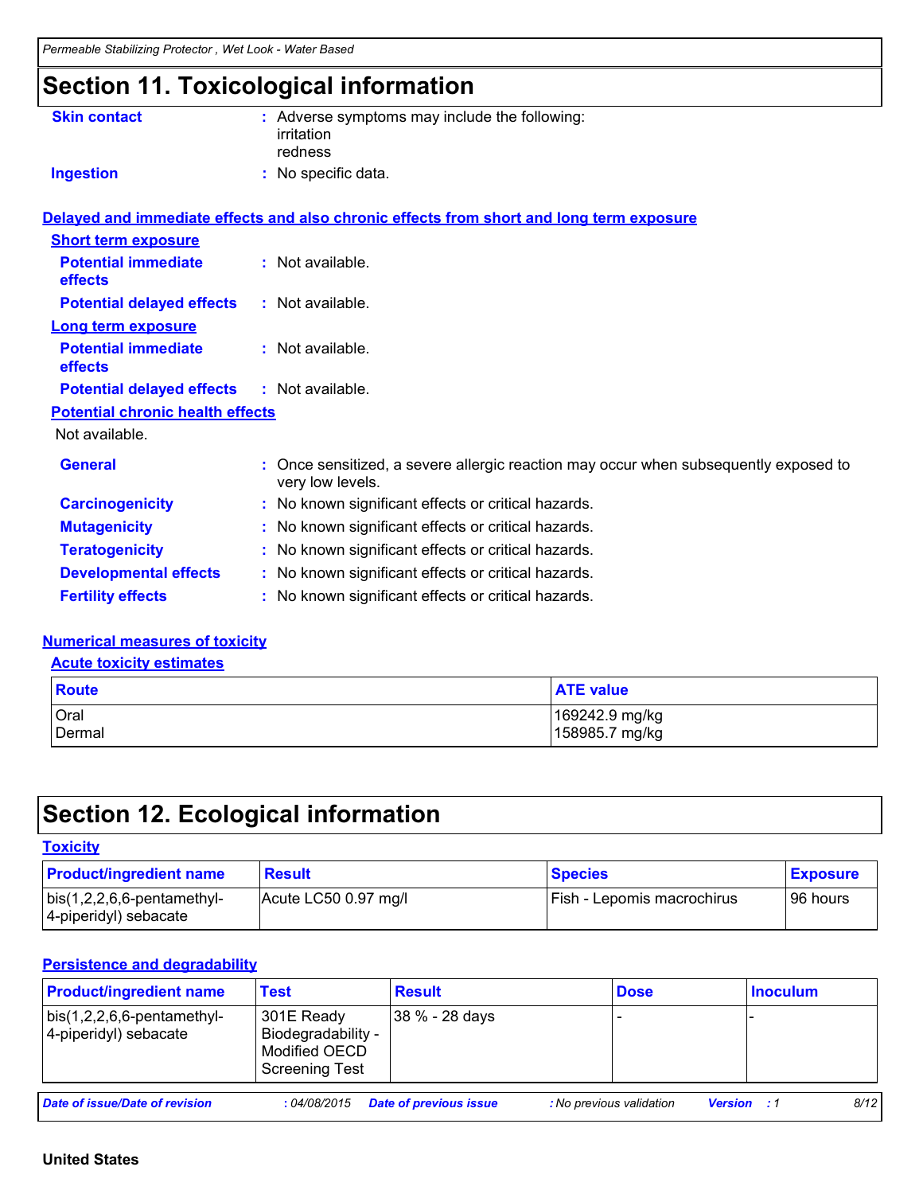# Section 11. Toxicological information

**Skin contact** : Adverse symptoms may include the following:
irritation
redness

**Ingestion** : No specific data.

**Delayed and immediate effects and also chronic effects from short and long term exposure**

**Short term exposure**

**Potential immediate effects** : Not available.

**Potential delayed effects** : Not available.

**Long term exposure**

**Potential immediate effects** : Not available.

**Potential delayed effects** : Not available.

**Potential chronic health effects**

Not available.

**General** : Once sensitized, a severe allergic reaction may occur when subsequently exposed to very low levels.

**Carcinogenicity** : No known significant effects or critical hazards.

**Mutagenicity** : No known significant effects or critical hazards.

**Teratogenicity** : No known significant effects or critical hazards.

**Developmental effects** : No known significant effects or critical hazards.

**Fertility effects** : No known significant effects or critical hazards.

**Numerical measures of toxicity**

**Acute toxicity estimates**

| Route | ATE value |
|---|---|
| Oral | 169242.9 mg/kg |
| Dermal | 158985.7 mg/kg |

# Section 12. Ecological information

**Toxicity**

| Product/ingredient name | Result | Species | Exposure |
|---|---|---|---|
| bis(1,2,2,6,6-pentamethyl-4-piperidyl) sebacate | Acute LC50 0.97 mg/l | Fish - Lepomis macrochirus | 96 hours |

**Persistence and degradability**

| Product/ingredient name | Test | Result | Dose | Inoculum |
|---|---|---|---|---|
| bis(1,2,2,6,6-pentamethyl-4-piperidyl) sebacate | 301E Ready Biodegradability - Modified OECD Screening Test | 38 % - 28 days | - | - |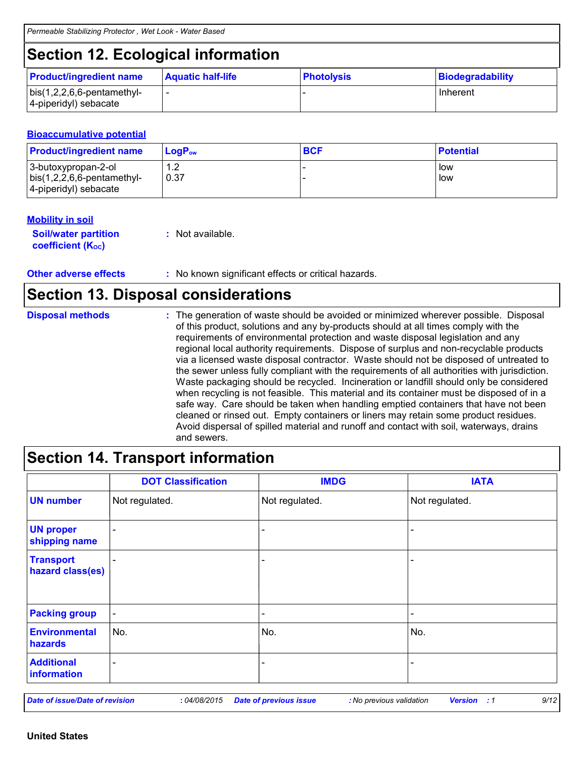## Section 12. Ecological information

| Product/ingredient name | Aquatic half-life | Photolysis | Biodegradability |
| --- | --- | --- | --- |
| bis(1,2,2,6,6-pentamethyl-4-piperidyl) sebacate | - | - | Inherent |

### Bioaccumulative potential

| Product/ingredient name | $LogP_{ow}$ | BCF | Potential |
| --- | --- | --- | --- |
| 3-butoxypropan-2-ol | 1.2 | - | low |
| bis(1,2,2,6,6-pentamethyl-4-piperidyl) sebacate | 0.37 | - | low |

### Mobility in soil

**Soil/water partition coefficient ($K_{OC}$)** : Not available.

**Other adverse effects** : No known significant effects or critical hazards.

## Section 13. Disposal considerations

**Disposal methods** : The generation of waste should be avoided or minimized wherever possible. Disposal of this product, solutions and any by-products should at all times comply with the requirements of environmental protection and waste disposal legislation and any regional local authority requirements. Dispose of surplus and non-recyclable products via a licensed waste disposal contractor. Waste should not be disposed of untreated to the sewer unless fully compliant with the requirements of all authorities with jurisdiction. Waste packaging should be recycled. Incineration or landfill should only be considered when recycling is not feasible. This material and its container must be disposed of in a safe way. Care should be taken when handling emptied containers that have not been cleaned or rinsed out. Empty containers or liners may retain some product residues. Avoid dispersal of spilled material and runoff and contact with soil, waterways, drains and sewers.

## Section 14. Transport information

| | DOT Classification | IMDG | IATA |
| --- | --- | --- | --- |
| UN number | Not regulated. | Not regulated. | Not regulated. |
| UN proper shipping name | - | - | - |
| Transport hazard class(es) | - | - | - |
| Packing group | - | - | - |
| Environmental hazards | No. | No. | No. |
| Additional information | - | - | - |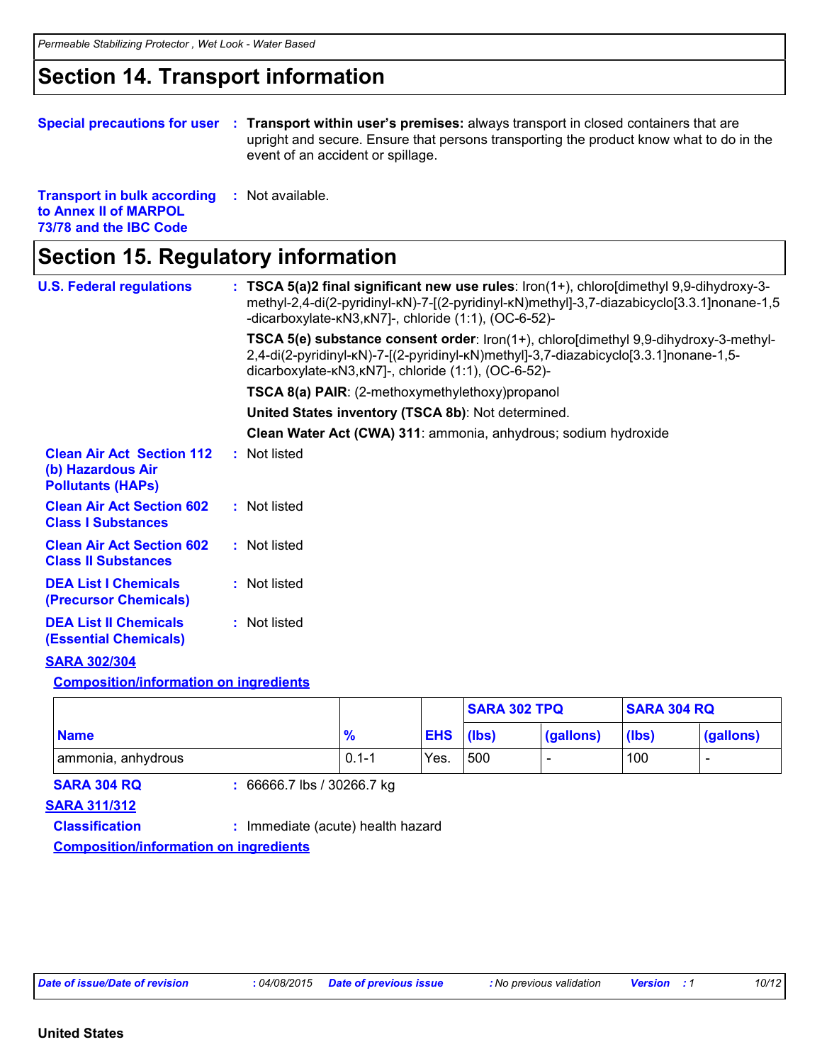# Section 14. Transport information

**Special precautions for user** : **Transport within user's premises:** always transport in closed containers that are upright and secure. Ensure that persons transporting the product know what to do in the event of an accident or spillage.

**Transport in bulk according to Annex II of MARPOL 73/78 and the IBC Code** : Not available.

# Section 15. Regulatory information

**U.S. Federal regulations** : **TSCA 5(a)2 final significant new use rules**: Iron(1+), chloro[dimethyl 9,9-dihydroxy-3-methyl-2,4-di(2-pyridinyl-κN)-7-[(2-pyridinyl-κN)methyl]-3,7-diazabicyclo[3.3.1]nonane-1,5-dicarboxylate-κN3,κN7]-, chloride (1:1), (OC-6-52)-

**TSCA 5(e) substance consent order**: Iron(1+), chloro[dimethyl 9,9-dihydroxy-3-methyl-2,4-di(2-pyridinyl-κN)-7-[(2-pyridinyl-κN)methyl]-3,7-diazabicyclo[3.3.1]nonane-1,5-dicarboxylate-κN3,κN7]-, chloride (1:1), (OC-6-52)-

**TSCA 8(a) PAIR**: (2-methoxymethylethoxy)propanol

**United States inventory (TSCA 8b)**: Not determined.

**Clean Water Act (CWA) 311**: ammonia, anhydrous; sodium hydroxide

**Clean Air Act Section 112 (b) Hazardous Air Pollutants (HAPs)** : Not listed

**Clean Air Act Section 602 Class I Substances** : Not listed

**Clean Air Act Section 602 Class II Substances** : Not listed

**DEA List I Chemicals (Precursor Chemicals)** : Not listed

**DEA List II Chemicals (Essential Chemicals)** : Not listed

**SARA 302/304**

**Composition/information on ingredients**

| | | | SARA 302 TPQ | | SARA 304 RQ | |
|---|---|---|---|---|---|---|
| **Name** | **%** | **EHS** | **(lbs)** | **(gallons)** | **(lbs)** | **(gallons)** |
| ammonia, anhydrous | 0.1-1 | Yes. | 500 | - | 100 | - |

**SARA 304 RQ** : 66666.7 lbs / 30266.7 kg

**SARA 311/312**

**Classification** : Immediate (acute) health hazard

**Composition/information on ingredients**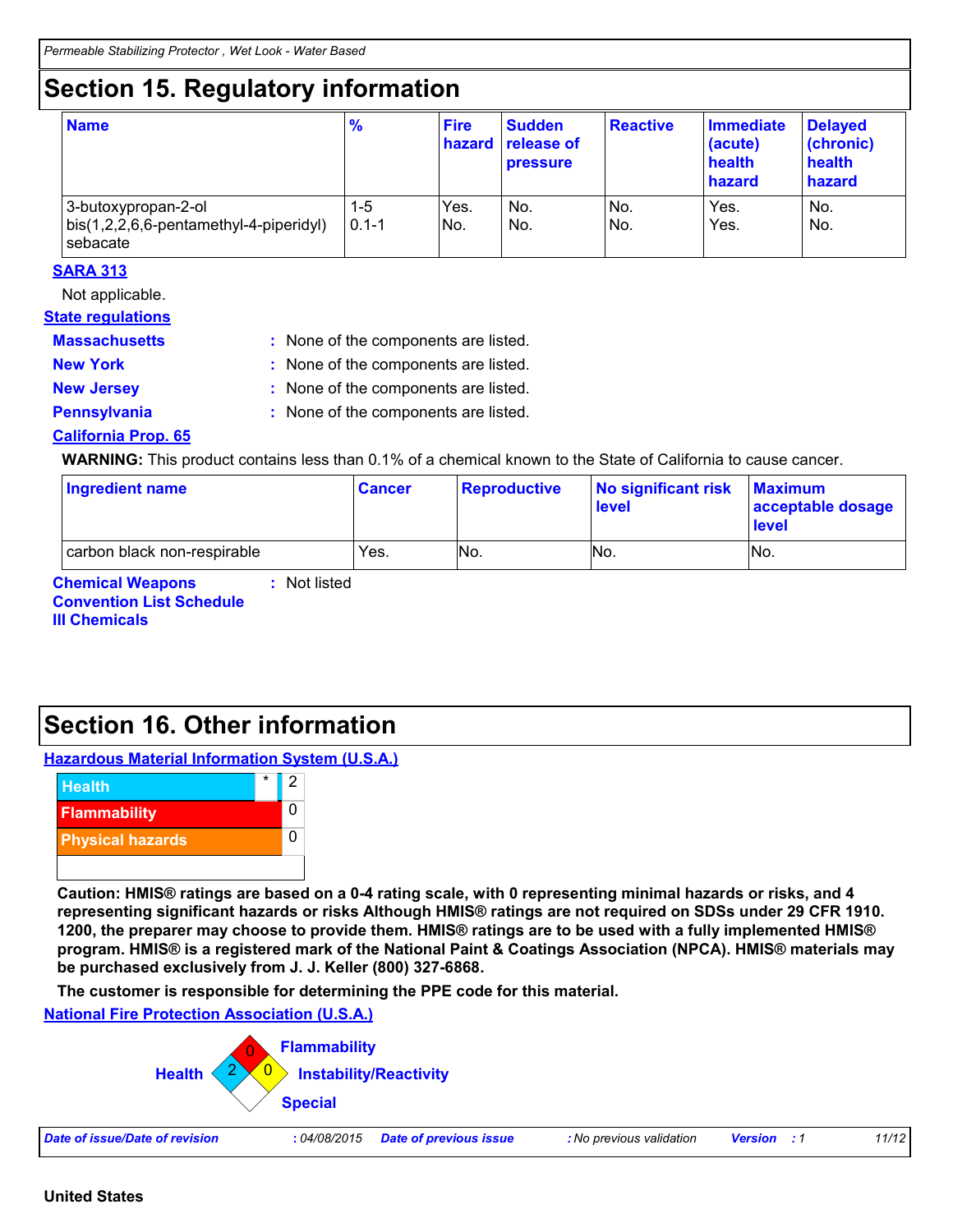# Section 15. Regulatory information

| Name | % | Fire hazard | Sudden release of pressure | Reactive | Immediate (acute) health hazard | Delayed (chronic) health hazard |
|---|---|---|---|---|---|---|
| 3-butoxypropan-2-ol | 1-5 | Yes. | No. | No. | Yes. | No. |
| bis(1,2,2,6,6-pentamethyl-4-piperidyl) sebacate | 0.1-1 | No. | No. | No. | Yes. | No. |

**SARA 313**

Not applicable.

**State regulations**

**Massachusetts** : None of the components are listed.

**New York** : None of the components are listed.

**New Jersey** : None of the components are listed.

**Pennsylvania** : None of the components are listed.

**California Prop. 65**

**WARNING:** This product contains less than 0.1% of a chemical known to the State of California to cause cancer.

| Ingredient name | Cancer | Reproductive | No significant risk level | Maximum acceptable dosage level |
|---|---|---|---|---|
| carbon black non-respirable | Yes. | No. | No. | No. |

**Chemical Weapons Convention List Schedule III Chemicals** : Not listed

# Section 16. Other information

**Hazardous Material Information System (U.S.A.)**

| | | |
|---|---|---|
| Health | * | 2 |
| Flammability | | 0 |
| Physical hazards | | 0 |

**Caution: HMIS® ratings are based on a 0-4 rating scale, with 0 representing minimal hazards or risks, and 4 representing significant hazards or risks Although HMIS® ratings are not required on SDSs under 29 CFR 1910. 1200, the preparer may choose to provide them. HMIS® ratings are to be used with a fully implemented HMIS® program. HMIS® is a registered mark of the National Paint & Coatings Association (NPCA). HMIS® materials may be purchased exclusively from J. J. Keller (800) 327-6868.**

**The customer is responsible for determining the PPE code for this material.**

**National Fire Protection Association (U.S.A.)**

Health 2

Flammability 0

Instability/Reactivity 0

Special

*Date of issue/Date of revision* : 04/08/2015 *Date of previous issue* : No previous validation *Version* : 1

**United States**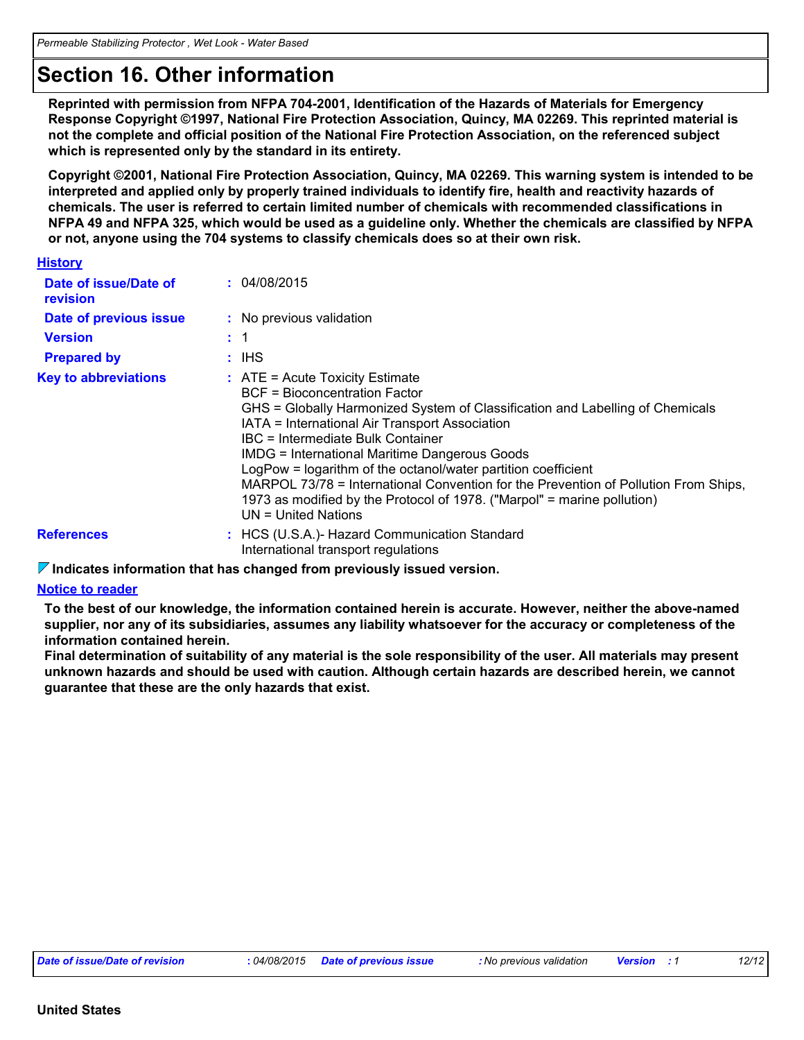# Section 16. Other information

**Reprinted with permission from NFPA 704-2001, Identification of the Hazards of Materials for Emergency Response Copyright ©1997, National Fire Protection Association, Quincy, MA 02269. This reprinted material is not the complete and official position of the National Fire Protection Association, on the referenced subject which is represented only by the standard in its entirety.**

**Copyright ©2001, National Fire Protection Association, Quincy, MA 02269. This warning system is intended to be interpreted and applied only by properly trained individuals to identify fire, health and reactivity hazards of chemicals. The user is referred to certain limited number of chemicals with recommended classifications in NFPA 49 and NFPA 325, which would be used as a guideline only. Whether the chemicals are classified by NFPA or not, anyone using the 704 systems to classify chemicals does so at their own risk.**

## History

| | |
|---|---|
| **Date of issue/Date of revision** | : 04/08/2015 |
| **Date of previous issue** | : No previous validation |
| **Version** | : 1 |
| **Prepared by** | : IHS |
| **Key to abbreviations** | : ATE = Acute Toxicity Estimate<br>BCF = Bioconcentration Factor<br>GHS = Globally Harmonized System of Classification and Labelling of Chemicals<br>IATA = International Air Transport Association<br>IBC = Intermediate Bulk Container<br>IMDG = International Maritime Dangerous Goods<br>LogPow = logarithm of the octanol/water partition coefficient<br>MARPOL 73/78 = International Convention for the Prevention of Pollution From Ships, 1973 as modified by the Protocol of 1978. ("Marpol" = marine pollution)<br>UN = United Nations |
| **References** | : HCS (U.S.A.)- Hazard Communication Standard<br>International transport regulations |

**Indicates information that has changed from previously issued version.**

## Notice to reader

**To the best of our knowledge, the information contained herein is accurate. However, neither the above-named supplier, nor any of its subsidiaries, assumes any liability whatsoever for the accuracy or completeness of the information contained herein.**
**Final determination of suitability of any material is the sole responsibility of the user. All materials may present unknown hazards and should be used with caution. Although certain hazards are described herein, we cannot guarantee that these are the only hazards that exist.**

**United States**